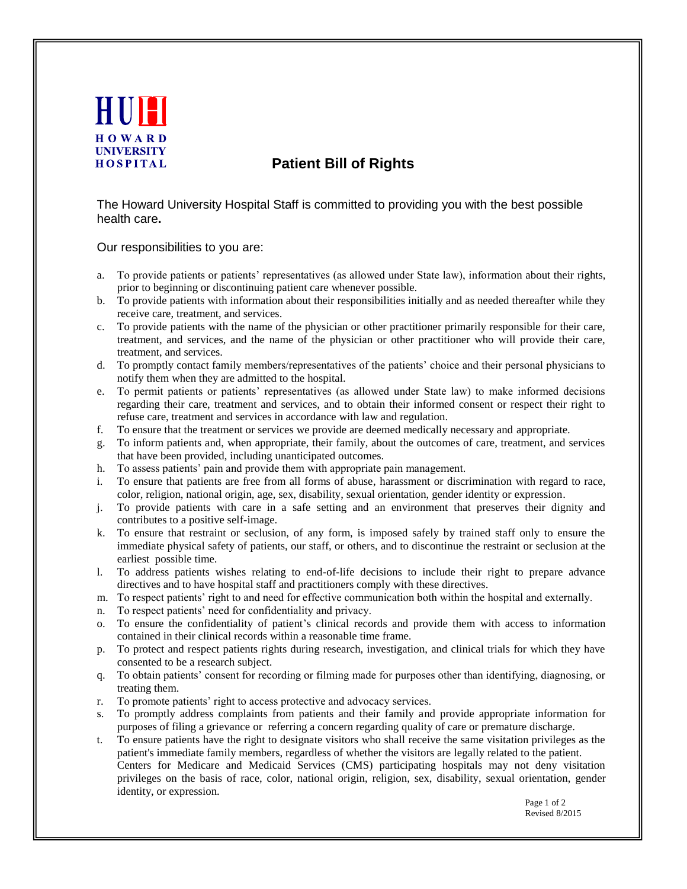**HUH**
**HOWARD UNIVERSITY HOSPITAL**

# Patient Bill of Rights

The Howard University Hospital Staff is committed to providing you with the best possible health care**.**

Our responsibilities to you are:

a. To provide patients or patients' representatives (as allowed under State law), information about their rights, prior to beginning or discontinuing patient care whenever possible.
b. To provide patients with information about their responsibilities initially and as needed thereafter while they receive care, treatment, and services.
c. To provide patients with the name of the physician or other practitioner primarily responsible for their care, treatment, and services, and the name of the physician or other practitioner who will provide their care, treatment, and services.
d. To promptly contact family members/representatives of the patients' choice and their personal physicians to notify them when they are admitted to the hospital.
e. To permit patients or patients' representatives (as allowed under State law) to make informed decisions regarding their care, treatment and services, and to obtain their informed consent or respect their right to refuse care, treatment and services in accordance with law and regulation.
f. To ensure that the treatment or services we provide are deemed medically necessary and appropriate.
g. To inform patients and, when appropriate, their family, about the outcomes of care, treatment, and services that have been provided, including unanticipated outcomes.
h. To assess patients' pain and provide them with appropriate pain management.
i. To ensure that patients are free from all forms of abuse, harassment or discrimination with regard to race, color, religion, national origin, age, sex, disability, sexual orientation, gender identity or expression.
j. To provide patients with care in a safe setting and an environment that preserves their dignity and contributes to a positive self-image.
k. To ensure that restraint or seclusion, of any form, is imposed safely by trained staff only to ensure the immediate physical safety of patients, our staff, or others, and to discontinue the restraint or seclusion at the earliest possible time.
l. To address patients wishes relating to end-of-life decisions to include their right to prepare advance directives and to have hospital staff and practitioners comply with these directives.
m. To respect patients' right to and need for effective communication both within the hospital and externally.
n. To respect patients' need for confidentiality and privacy.
o. To ensure the confidentiality of patient's clinical records and provide them with access to information contained in their clinical records within a reasonable time frame.
p. To protect and respect patients rights during research, investigation, and clinical trials for which they have consented to be a research subject.
q. To obtain patients' consent for recording or filming made for purposes other than identifying, diagnosing, or treating them.
r. To promote patients' right to access protective and advocacy services.
s. To promptly address complaints from patients and their family and provide appropriate information for purposes of filing a grievance or referring a concern regarding quality of care or premature discharge.
t. To ensure patients have the right to designate visitors who shall receive the same visitation privileges as the patient's immediate family members, regardless of whether the visitors are legally related to the patient. Centers for Medicare and Medicaid Services (CMS) participating hospitals may not deny visitation privileges on the basis of race, color, national origin, religion, sex, disability, sexual orientation, gender identity, or expression.

Revised 8/2015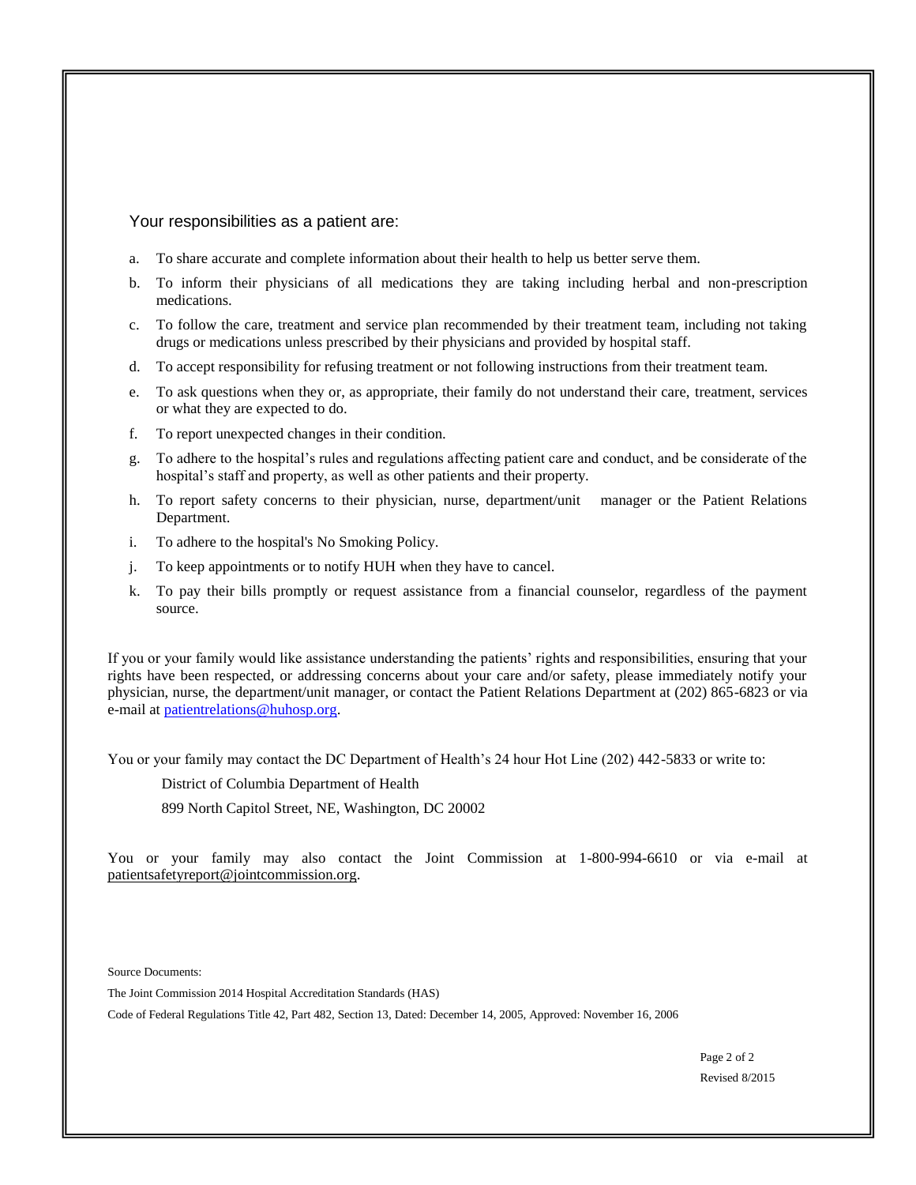Your responsibilities as a patient are:

a. To share accurate and complete information about their health to help us better serve them.
b. To inform their physicians of all medications they are taking including herbal and non-prescription medications.
c. To follow the care, treatment and service plan recommended by their treatment team, including not taking drugs or medications unless prescribed by their physicians and provided by hospital staff.
d. To accept responsibility for refusing treatment or not following instructions from their treatment team.
e. To ask questions when they or, as appropriate, their family do not understand their care, treatment, services or what they are expected to do.
f. To report unexpected changes in their condition.
g. To adhere to the hospital's rules and regulations affecting patient care and conduct, and be considerate of the hospital's staff and property, as well as other patients and their property.
h. To report safety concerns to their physician, nurse, department/unit manager or the Patient Relations Department.
i. To adhere to the hospital's No Smoking Policy.
j. To keep appointments or to notify HUH when they have to cancel.
k. To pay their bills promptly or request assistance from a financial counselor, regardless of the payment source.

If you or your family would like assistance understanding the patients' rights and responsibilities, ensuring that your rights have been respected, or addressing concerns about your care and/or safety, please immediately notify your physician, nurse, the department/unit manager, or contact the Patient Relations Department at (202) 865-6823 or via e-mail at patientrelations@huhosp.org.

You or your family may contact the DC Department of Health's 24 hour Hot Line (202) 442-5833 or write to:

District of Columbia Department of Health

899 North Capitol Street, NE, Washington, DC 20002

You or your family may also contact the Joint Commission at 1-800-994-6610 or via e-mail at patientsafetyreport@jointcommission.org.

Source Documents:

The Joint Commission 2014 Hospital Accreditation Standards (HAS)

Code of Federal Regulations Title 42, Part 482, Section 13, Dated: December 14, 2005, Approved: November 16, 2006

Revised 8/2015